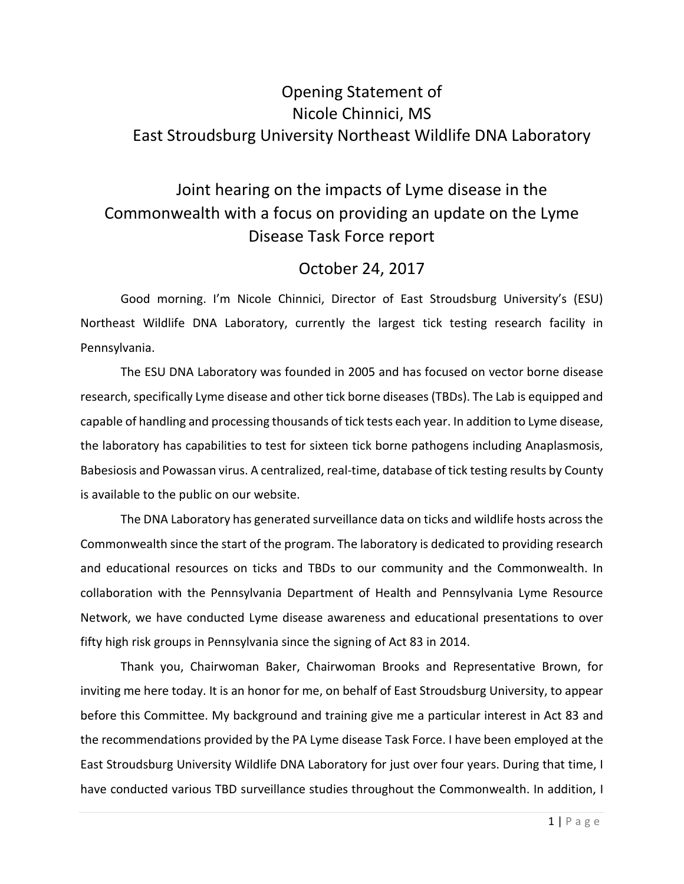# Opening Statement of
# Nicole Chinnici, MS
# East Stroudsburg University Northeast Wildlife DNA Laboratory

## Joint hearing on the impacts of Lyme disease in the Commonwealth with a focus on providing an update on the Lyme Disease Task Force report

## October 24, 2017

Good morning. I'm Nicole Chinnici, Director of East Stroudsburg University's (ESU) Northeast Wildlife DNA Laboratory, currently the largest tick testing research facility in Pennsylvania.

The ESU DNA Laboratory was founded in 2005 and has focused on vector borne disease research, specifically Lyme disease and other tick borne diseases (TBDs). The Lab is equipped and capable of handling and processing thousands of tick tests each year. In addition to Lyme disease, the laboratory has capabilities to test for sixteen tick borne pathogens including Anaplasmosis, Babesiosis and Powassan virus. A centralized, real-time, database of tick testing results by County is available to the public on our website.

The DNA Laboratory has generated surveillance data on ticks and wildlife hosts across the Commonwealth since the start of the program. The laboratory is dedicated to providing research and educational resources on ticks and TBDs to our community and the Commonwealth. In collaboration with the Pennsylvania Department of Health and Pennsylvania Lyme Resource Network, we have conducted Lyme disease awareness and educational presentations to over fifty high risk groups in Pennsylvania since the signing of Act 83 in 2014.

Thank you, Chairwoman Baker, Chairwoman Brooks and Representative Brown, for inviting me here today. It is an honor for me, on behalf of East Stroudsburg University, to appear before this Committee. My background and training give me a particular interest in Act 83 and the recommendations provided by the PA Lyme disease Task Force. I have been employed at the East Stroudsburg University Wildlife DNA Laboratory for just over four years. During that time, I have conducted various TBD surveillance studies throughout the Commonwealth. In addition, I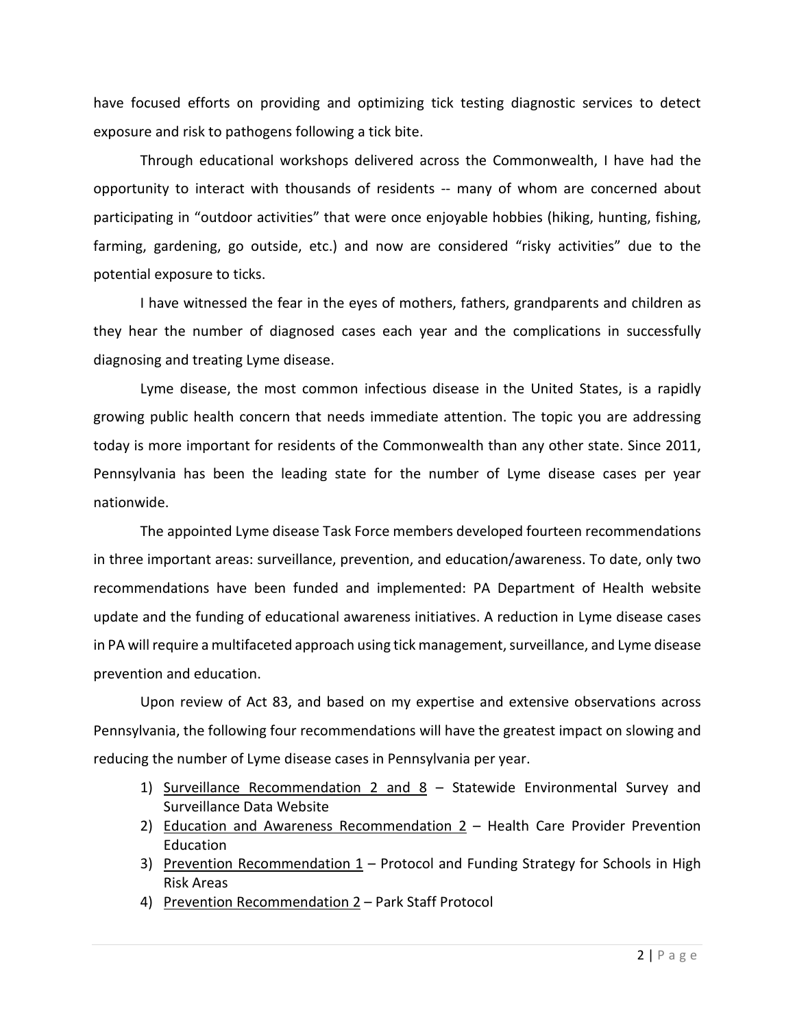have focused efforts on providing and optimizing tick testing diagnostic services to detect exposure and risk to pathogens following a tick bite.

Through educational workshops delivered across the Commonwealth, I have had the opportunity to interact with thousands of residents -- many of whom are concerned about participating in "outdoor activities" that were once enjoyable hobbies (hiking, hunting, fishing, farming, gardening, go outside, etc.) and now are considered "risky activities" due to the potential exposure to ticks.

I have witnessed the fear in the eyes of mothers, fathers, grandparents and children as they hear the number of diagnosed cases each year and the complications in successfully diagnosing and treating Lyme disease.

Lyme disease, the most common infectious disease in the United States, is a rapidly growing public health concern that needs immediate attention. The topic you are addressing today is more important for residents of the Commonwealth than any other state. Since 2011, Pennsylvania has been the leading state for the number of Lyme disease cases per year nationwide.

The appointed Lyme disease Task Force members developed fourteen recommendations in three important areas: surveillance, prevention, and education/awareness. To date, only two recommendations have been funded and implemented: PA Department of Health website update and the funding of educational awareness initiatives. A reduction in Lyme disease cases in PA will require a multifaceted approach using tick management, surveillance, and Lyme disease prevention and education.

Upon review of Act 83, and based on my expertise and extensive observations across Pennsylvania, the following four recommendations will have the greatest impact on slowing and reducing the number of Lyme disease cases in Pennsylvania per year.

1) <u>Surveillance Recommendation 2 and 8</u> – Statewide Environmental Survey and Surveillance Data Website
2) <u>Education and Awareness Recommendation 2</u> – Health Care Provider Prevention Education
3) <u>Prevention Recommendation 1</u> – Protocol and Funding Strategy for Schools in High Risk Areas
4) <u>Prevention Recommendation 2</u> – Park Staff Protocol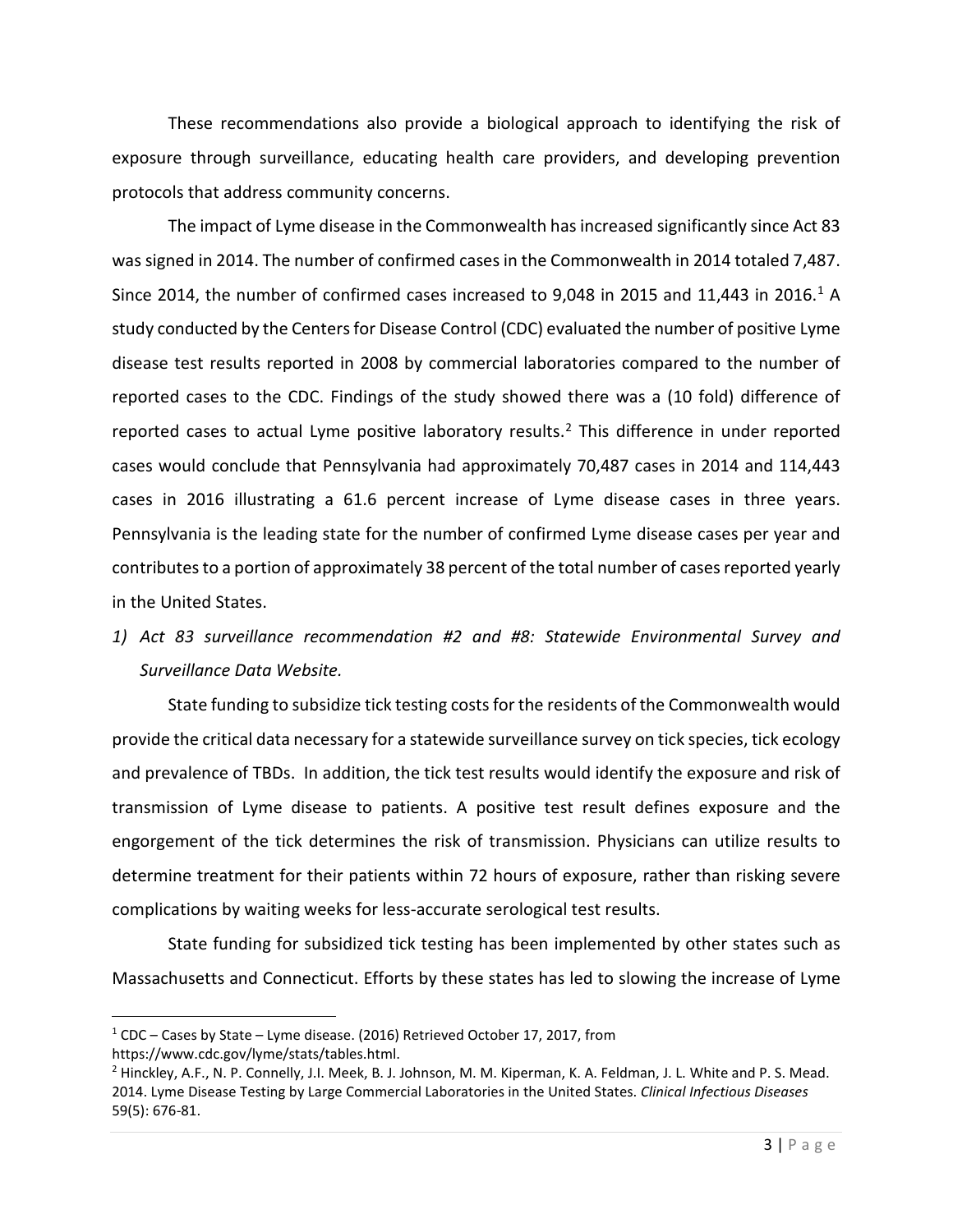These recommendations also provide a biological approach to identifying the risk of exposure through surveillance, educating health care providers, and developing prevention protocols that address community concerns.

The impact of Lyme disease in the Commonwealth has increased significantly since Act 83 was signed in 2014. The number of confirmed cases in the Commonwealth in 2014 totaled 7,487. Since 2014, the number of confirmed cases increased to 9,048 in 2015 and 11,443 in 2016.[1] A study conducted by the Centers for Disease Control (CDC) evaluated the number of positive Lyme disease test results reported in 2008 by commercial laboratories compared to the number of reported cases to the CDC. Findings of the study showed there was a (10 fold) difference of reported cases to actual Lyme positive laboratory results.[2] This difference in under reported cases would conclude that Pennsylvania had approximately 70,487 cases in 2014 and 114,443 cases in 2016 illustrating a 61.6 percent increase of Lyme disease cases in three years. Pennsylvania is the leading state for the number of confirmed Lyme disease cases per year and contributes to a portion of approximately 38 percent of the total number of cases reported yearly in the United States.

*1) Act 83 surveillance recommendation #2 and #8: Statewide Environmental Survey and Surveillance Data Website.*

State funding to subsidize tick testing costs for the residents of the Commonwealth would provide the critical data necessary for a statewide surveillance survey on tick species, tick ecology and prevalence of TBDs. In addition, the tick test results would identify the exposure and risk of transmission of Lyme disease to patients. A positive test result defines exposure and the engorgement of the tick determines the risk of transmission. Physicians can utilize results to determine treatment for their patients within 72 hours of exposure, rather than risking severe complications by waiting weeks for less-accurate serological test results.

State funding for subsidized tick testing has been implemented by other states such as Massachusetts and Connecticut. Efforts by these states has led to slowing the increase of Lyme

---

[1] CDC – Cases by State – Lyme disease. (2016) Retrieved October 17, 2017, from https://www.cdc.gov/lyme/stats/tables.html.

[2] Hinckley, A.F., N. P. Connelly, J.I. Meek, B. J. Johnson, M. M. Kiperman, K. A. Feldman, J. L. White and P. S. Mead. 2014. Lyme Disease Testing by Large Commercial Laboratories in the United States. *Clinical Infectious Diseases* 59(5): 676-81.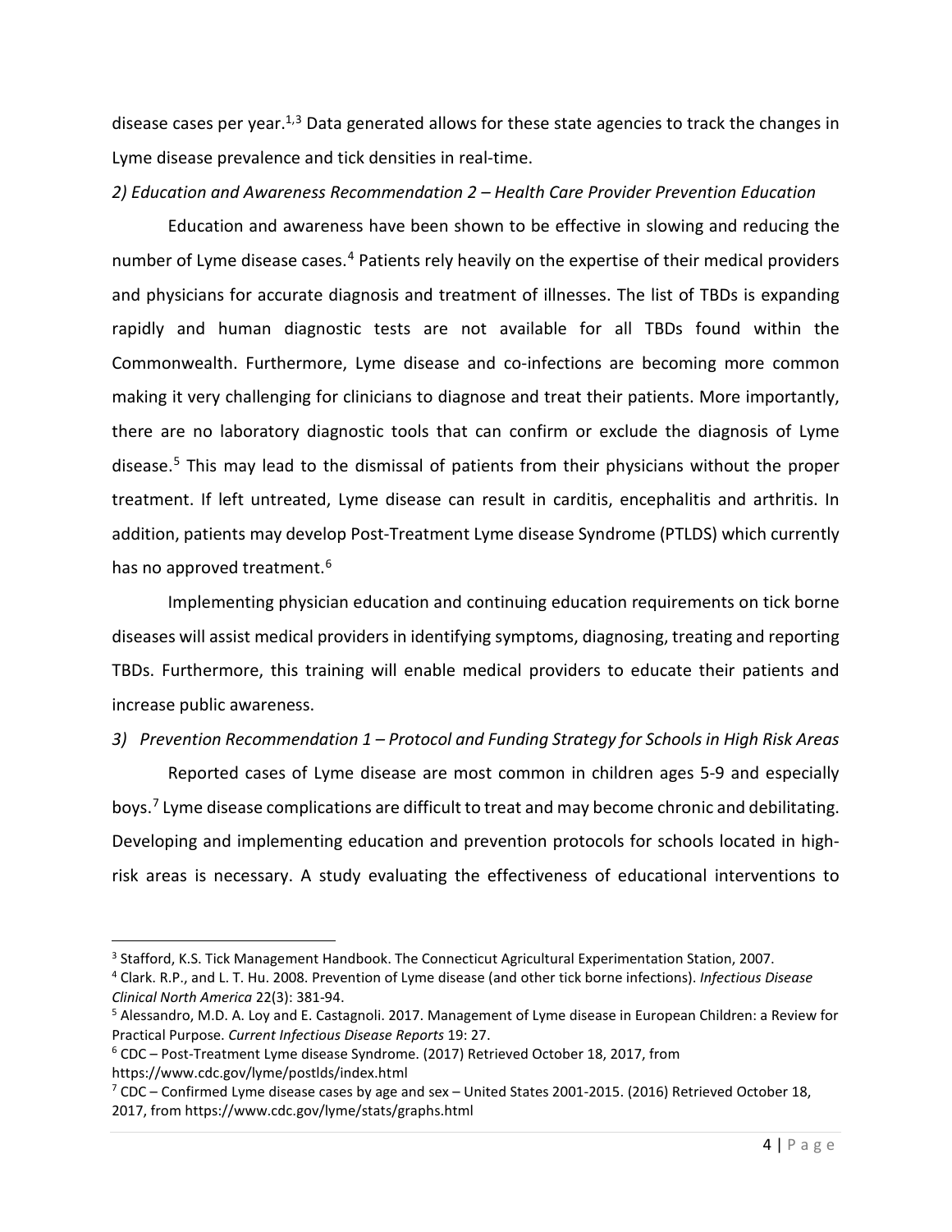disease cases per year.[1,3] Data generated allows for these state agencies to track the changes in Lyme disease prevalence and tick densities in real-time.

*2) Education and Awareness Recommendation 2 – Health Care Provider Prevention Education*

Education and awareness have been shown to be effective in slowing and reducing the number of Lyme disease cases.[4] Patients rely heavily on the expertise of their medical providers and physicians for accurate diagnosis and treatment of illnesses. The list of TBDs is expanding rapidly and human diagnostic tests are not available for all TBDs found within the Commonwealth. Furthermore, Lyme disease and co-infections are becoming more common making it very challenging for clinicians to diagnose and treat their patients. More importantly, there are no laboratory diagnostic tools that can confirm or exclude the diagnosis of Lyme disease.[5] This may lead to the dismissal of patients from their physicians without the proper treatment. If left untreated, Lyme disease can result in carditis, encephalitis and arthritis. In addition, patients may develop Post-Treatment Lyme disease Syndrome (PTLDS) which currently has no approved treatment.[6]

Implementing physician education and continuing education requirements on tick borne diseases will assist medical providers in identifying symptoms, diagnosing, treating and reporting TBDs. Furthermore, this training will enable medical providers to educate their patients and increase public awareness.

*3) Prevention Recommendation 1 – Protocol and Funding Strategy for Schools in High Risk Areas*

Reported cases of Lyme disease are most common in children ages 5-9 and especially boys.[7] Lyme disease complications are difficult to treat and may become chronic and debilitating. Developing and implementing education and prevention protocols for schools located in high-risk areas is necessary. A study evaluating the effectiveness of educational interventions to

---

[3] Stafford, K.S. Tick Management Handbook. The Connecticut Agricultural Experimentation Station, 2007.

[4] Clark. R.P., and L. T. Hu. 2008. Prevention of Lyme disease (and other tick borne infections). *Infectious Disease Clinical North America* 22(3): 381-94.

[5] Alessandro, M.D. A. Loy and E. Castagnoli. 2017. Management of Lyme disease in European Children: a Review for Practical Purpose. *Current Infectious Disease Reports* 19: 27.

[6] CDC – Post-Treatment Lyme disease Syndrome. (2017) Retrieved October 18, 2017, from https://www.cdc.gov/lyme/postlds/index.html

[7] CDC – Confirmed Lyme disease cases by age and sex – United States 2001-2015. (2016) Retrieved October 18, 2017, from https://www.cdc.gov/lyme/stats/graphs.html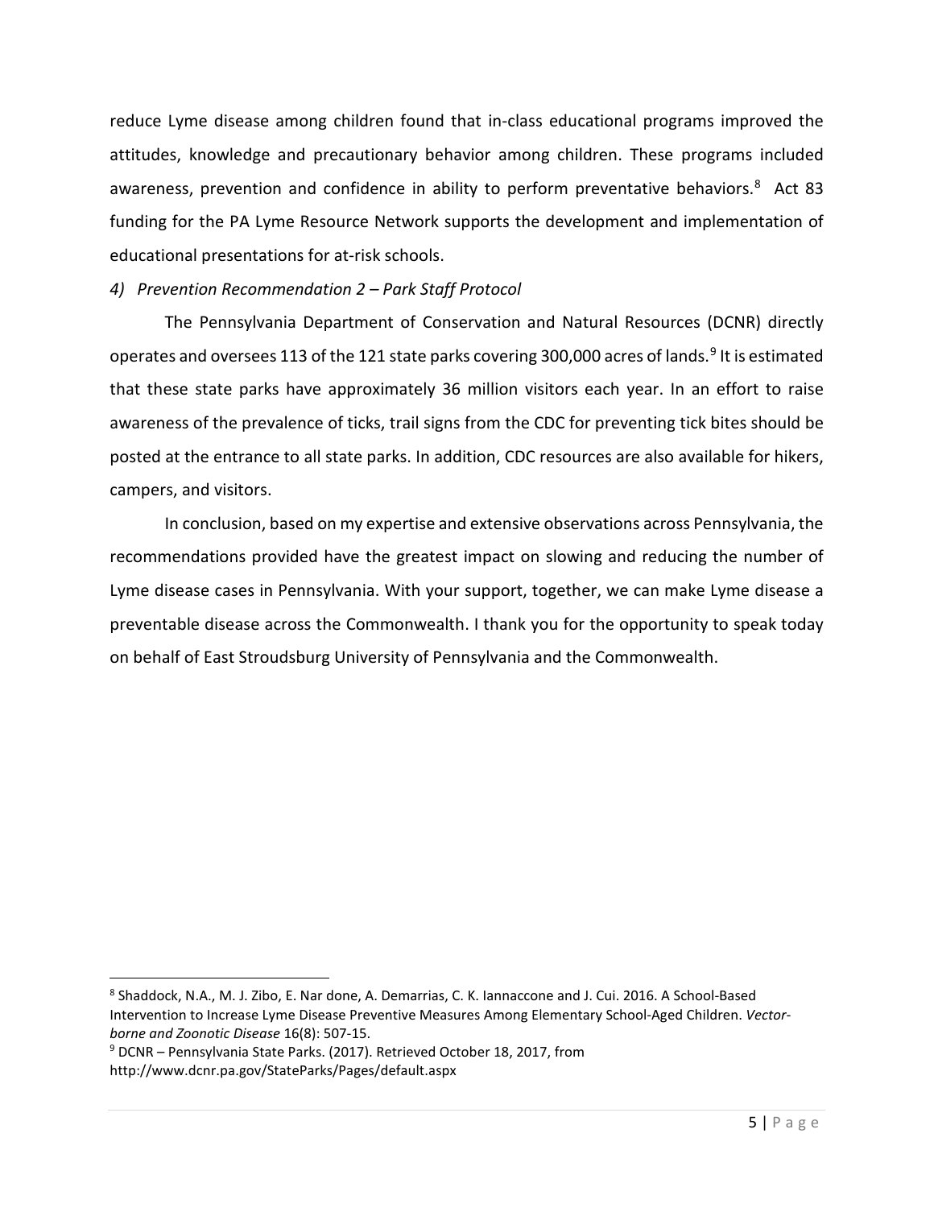reduce Lyme disease among children found that in-class educational programs improved the attitudes, knowledge and precautionary behavior among children. These programs included awareness, prevention and confidence in ability to perform preventative behaviors.[8] Act 83 funding for the PA Lyme Resource Network supports the development and implementation of educational presentations for at-risk schools.

*4) Prevention Recommendation 2 – Park Staff Protocol*

The Pennsylvania Department of Conservation and Natural Resources (DCNR) directly operates and oversees 113 of the 121 state parks covering 300,000 acres of lands.[9] It is estimated that these state parks have approximately 36 million visitors each year. In an effort to raise awareness of the prevalence of ticks, trail signs from the CDC for preventing tick bites should be posted at the entrance to all state parks. In addition, CDC resources are also available for hikers, campers, and visitors.

In conclusion, based on my expertise and extensive observations across Pennsylvania, the recommendations provided have the greatest impact on slowing and reducing the number of Lyme disease cases in Pennsylvania. With your support, together, we can make Lyme disease a preventable disease across the Commonwealth. I thank you for the opportunity to speak today on behalf of East Stroudsburg University of Pennsylvania and the Commonwealth.

---

[8] Shaddock, N.A., M. J. Zibo, E. Nar done, A. Demarrias, C. K. Iannaccone and J. Cui. 2016. A School-Based Intervention to Increase Lyme Disease Preventive Measures Among Elementary School-Aged Children. *Vector-borne and Zoonotic Disease* 16(8): 507-15.

[9] DCNR – Pennsylvania State Parks. (2017). Retrieved October 18, 2017, from http://www.dcnr.pa.gov/StateParks/Pages/default.aspx